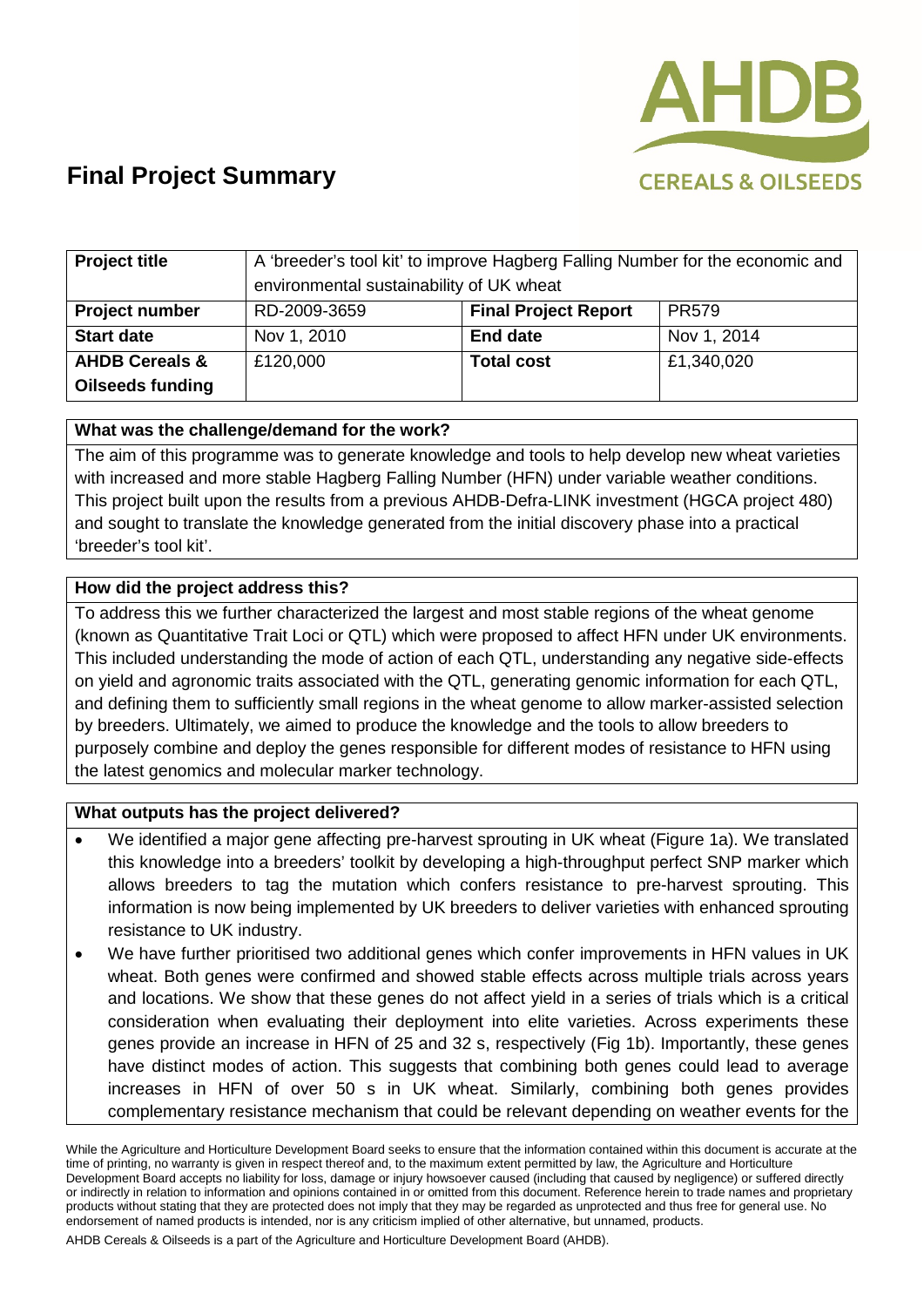# Final Project Summary

AHDB CEREALS & OILSEEDS

| Project title | A 'breeder's tool kit' to improve Hagberg Falling Number for the economic and environmental sustainability of UK wheat | | |
|---|---|---|---|
| **Project number** | RD-2009-3659 | **Final Project Report** | PR579 |
| **Start date** | Nov 1, 2010 | **End date** | Nov 1, 2014 |
| **AHDB Cereals & Oilseeds funding** | £120,000 | **Total cost** | £1,340,020 |

**What was the challenge/demand for the work?**

The aim of this programme was to generate knowledge and tools to help develop new wheat varieties with increased and more stable Hagberg Falling Number (HFN) under variable weather conditions. This project built upon the results from a previous AHDB-Defra-LINK investment (HGCA project 480) and sought to translate the knowledge generated from the initial discovery phase into a practical 'breeder's tool kit'.

**How did the project address this?**

To address this we further characterized the largest and most stable regions of the wheat genome (known as Quantitative Trait Loci or QTL) which were proposed to affect HFN under UK environments. This included understanding the mode of action of each QTL, understanding any negative side-effects on yield and agronomic traits associated with the QTL, generating genomic information for each QTL, and defining them to sufficiently small regions in the wheat genome to allow marker-assisted selection by breeders. Ultimately, we aimed to produce the knowledge and the tools to allow breeders to purposely combine and deploy the genes responsible for different modes of resistance to HFN using the latest genomics and molecular marker technology.

**What outputs has the project delivered?**

- We identified a major gene affecting pre-harvest sprouting in UK wheat (Figure 1a). We translated this knowledge into a breeders' toolkit by developing a high-throughput perfect SNP marker which allows breeders to tag the mutation which confers resistance to pre-harvest sprouting. This information is now being implemented by UK breeders to deliver varieties with enhanced sprouting resistance to UK industry.
- We have further prioritised two additional genes which confer improvements in HFN values in UK wheat. Both genes were confirmed and showed stable effects across multiple trials across years and locations. We show that these genes do not affect yield in a series of trials which is a critical consideration when evaluating their deployment into elite varieties. Across experiments these genes provide an increase in HFN of 25 and 32 s, respectively (Fig 1b). Importantly, these genes have distinct modes of action. This suggests that combining both genes could lead to average increases in HFN of over 50 s in UK wheat. Similarly, combining both genes provides complementary resistance mechanism that could be relevant depending on weather events for the

While the Agriculture and Horticulture Development Board seeks to ensure that the information contained within this document is accurate at the time of printing, no warranty is given in respect thereof and, to the maximum extent permitted by law, the Agriculture and Horticulture Development Board accepts no liability for loss, damage or injury howsoever caused (including that caused by negligence) or suffered directly or indirectly in relation to information and opinions contained in or omitted from this document. Reference herein to trade names and proprietary products without stating that they are protected does not imply that they may be regarded as unprotected and thus free for general use. No endorsement of named products is intended, nor is any criticism implied of other alternative, but unnamed, products.

AHDB Cereals & Oilseeds is a part of the Agriculture and Horticulture Development Board (AHDB).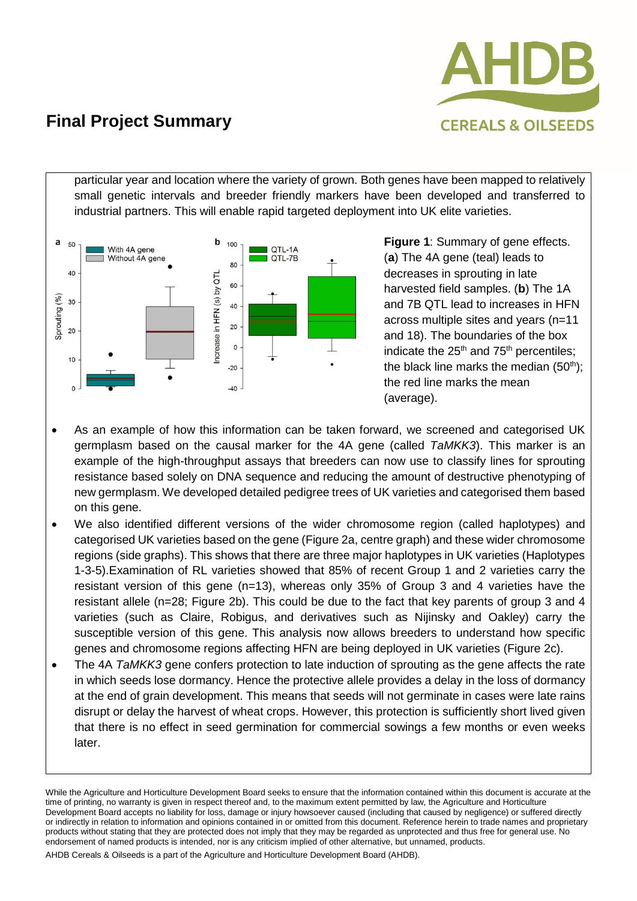particular year and location where the variety of grown. Both genes have been mapped to relatively small genetic intervals and breeder friendly markers have been developed and transferred to industrial partners. This will enable rapid targeted deployment into UK elite varieties.

**Figure 1**: Summary of gene effects. (**a**) The 4A gene (teal) leads to decreases in sprouting in late harvested field samples. (**b**) The 1A and 7B QTL lead to increases in HFN across multiple sites and years (n=11 and 18). The boundaries of the box indicate the 25[th] and 75[th] percentiles; the black line marks the median (50[th]); the red line marks the mean (average).

- As an example of how this information can be taken forward, we screened and categorised UK germplasm based on the causal marker for the 4A gene (called *TaMKK3*). This marker is an example of the high-throughput assays that breeders can now use to classify lines for sprouting resistance based solely on DNA sequence and reducing the amount of destructive phenotyping of new germplasm. We developed detailed pedigree trees of UK varieties and categorised them based on this gene.
- We also identified different versions of the wider chromosome region (called haplotypes) and categorised UK varieties based on the gene (Figure 2a, centre graph) and these wider chromosome regions (side graphs). This shows that there are three major haplotypes in UK varieties (Haplotypes 1-3-5).Examination of RL varieties showed that 85% of recent Group 1 and 2 varieties carry the resistant version of this gene (n=13), whereas only 35% of Group 3 and 4 varieties have the resistant allele (n=28; Figure 2b). This could be due to the fact that key parents of group 3 and 4 varieties (such as Claire, Robigus, and derivatives such as Nijinsky and Oakley) carry the susceptible version of this gene. This analysis now allows breeders to understand how specific genes and chromosome regions affecting HFN are being deployed in UK varieties (Figure 2c).
- The 4A *TaMKK3* gene confers protection to late induction of sprouting as the gene affects the rate in which seeds lose dormancy. Hence the protective allele provides a delay in the loss of dormancy at the end of grain development. This means that seeds will not germinate in cases were late rains disrupt or delay the harvest of wheat crops. However, this protection is sufficiently short lived given that there is no effect in seed germination for commercial sowings a few months or even weeks later.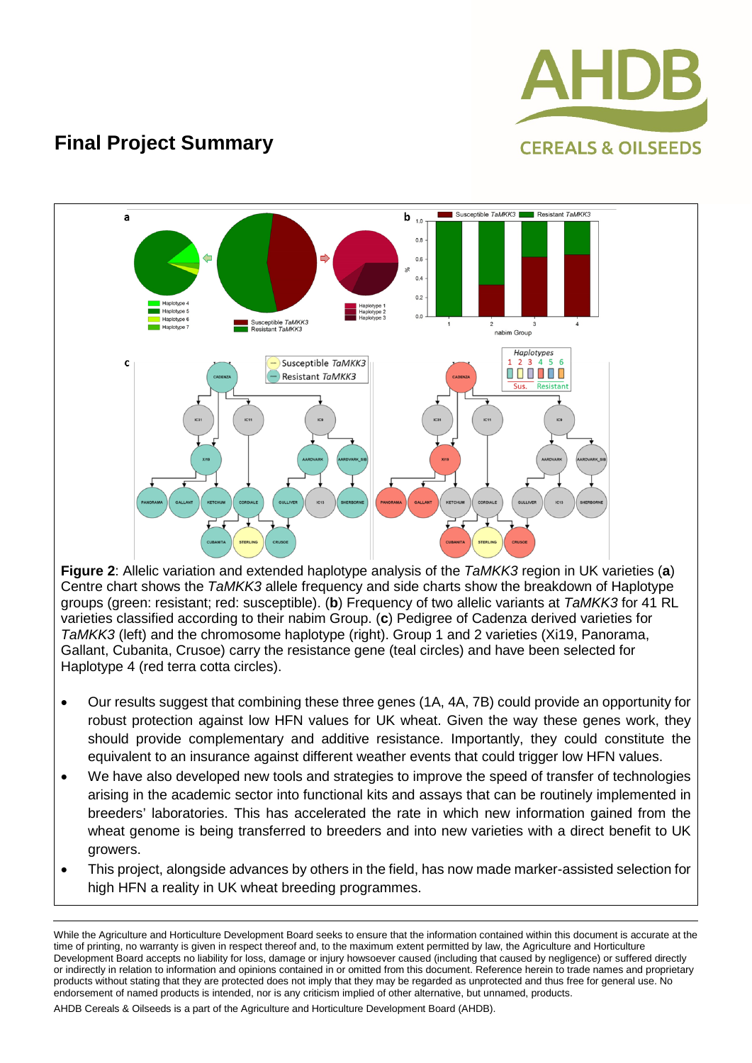# Final Project Summary

**Figure 2**: Allelic variation and extended haplotype analysis of the *TaMKK3* region in UK varieties (**a**) Centre chart shows the *TaMKK3* allele frequency and side charts show the breakdown of Haplotype groups (green: resistant; red: susceptible). (**b**) Frequency of two allelic variants at *TaMKK3* for 41 RL varieties classified according to their nabim Group. (**c**) Pedigree of Cadenza derived varieties for *TaMKK3* (left) and the chromosome haplotype (right). Group 1 and 2 varieties (Xi19, Panorama, Gallant, Cubanita, Crusoe) carry the resistance gene (teal circles) and have been selected for Haplotype 4 (red terra cotta circles).

- Our results suggest that combining these three genes (1A, 4A, 7B) could provide an opportunity for robust protection against low HFN values for UK wheat. Given the way these genes work, they should provide complementary and additive resistance. Importantly, they could constitute the equivalent to an insurance against different weather events that could trigger low HFN values.
- We have also developed new tools and strategies to improve the speed of transfer of technologies arising in the academic sector into functional kits and assays that can be routinely implemented in breeders' laboratories. This has accelerated the rate in which new information gained from the wheat genome is being transferred to breeders and into new varieties with a direct benefit to UK growers.
- This project, alongside advances by others in the field, has now made marker-assisted selection for high HFN a reality in UK wheat breeding programmes.

While the Agriculture and Horticulture Development Board seeks to ensure that the information contained within this document is accurate at the time of printing, no warranty is given in respect thereof and, to the maximum extent permitted by law, the Agriculture and Horticulture Development Board accepts no liability for loss, damage or injury howsoever caused (including that caused by negligence) or suffered directly or indirectly in relation to information and opinions contained in or omitted from this document. Reference herein to trade names and proprietary products without stating that they are protected does not imply that they may be regarded as unprotected and thus free for general use. No endorsement of named products is intended, nor is any criticism implied of other alternative, but unnamed, products.

AHDB Cereals & Oilseeds is a part of the Agriculture and Horticulture Development Board (AHDB).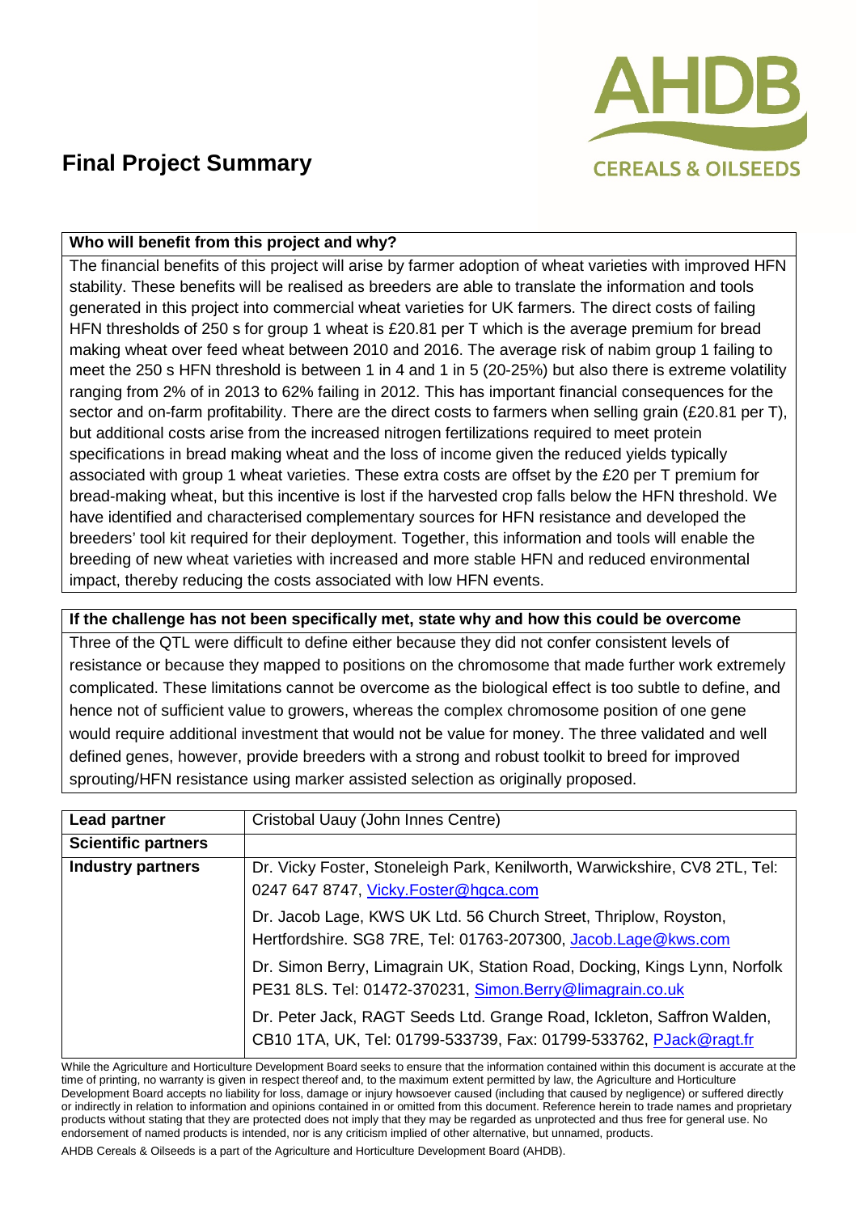# Final Project Summary

| Who will benefit from this project and why? |
| --- |
| The financial benefits of this project will arise by farmer adoption of wheat varieties with improved HFN stability. These benefits will be realised as breeders are able to translate the information and tools generated in this project into commercial wheat varieties for UK farmers. The direct costs of failing HFN thresholds of 250 s for group 1 wheat is £20.81 per T which is the average premium for bread making wheat over feed wheat between 2010 and 2016. The average risk of nabim group 1 failing to meet the 250 s HFN threshold is between 1 in 4 and 1 in 5 (20-25%) but also there is extreme volatility ranging from 2% of in 2013 to 62% failing in 2012. This has important financial consequences for the sector and on-farm profitability. There are the direct costs to farmers when selling grain (£20.81 per T), but additional costs arise from the increased nitrogen fertilizations required to meet protein specifications in bread making wheat and the loss of income given the reduced yields typically associated with group 1 wheat varieties. These extra costs are offset by the £20 per T premium for bread-making wheat, but this incentive is lost if the harvested crop falls below the HFN threshold. We have identified and characterised complementary sources for HFN resistance and developed the breeders' tool kit required for their deployment. Together, this information and tools will enable the breeding of new wheat varieties with increased and more stable HFN and reduced environmental impact, thereby reducing the costs associated with low HFN events. |

| If the challenge has not been specifically met, state why and how this could be overcome |
| --- |
| Three of the QTL were difficult to define either because they did not confer consistent levels of resistance or because they mapped to positions on the chromosome that made further work extremely complicated. These limitations cannot be overcome as the biological effect is too subtle to define, and hence not of sufficient value to growers, whereas the complex chromosome position of one gene would require additional investment that would not be value for money. The three validated and well defined genes, however, provide breeders with a strong and robust toolkit to breed for improved sprouting/HFN resistance using marker assisted selection as originally proposed. |

| **Lead partner** | Cristobal Uauy (John Innes Centre) |
| --- | --- |
| **Scientific partners** | |
| **Industry partners** | Dr. Vicky Foster, Stoneleigh Park, Kenilworth, Warwickshire, CV8 2TL, Tel: 0247 647 8747, Vicky.Foster@hgca.com<br><br>Dr. Jacob Lage, KWS UK Ltd. 56 Church Street, Thriplow, Royston, Hertfordshire. SG8 7RE, Tel: 01763-207300, Jacob.Lage@kws.com<br><br>Dr. Simon Berry, Limagrain UK, Station Road, Docking, Kings Lynn, Norfolk PE31 8LS. Tel: 01472-370231, Simon.Berry@limagrain.co.uk<br><br>Dr. Peter Jack, RAGT Seeds Ltd. Grange Road, Ickleton, Saffron Walden, CB10 1TA, UK, Tel: 01799-533739, Fax: 01799-533762, PJack@ragt.fr |

While the Agriculture and Horticulture Development Board seeks to ensure that the information contained within this document is accurate at the time of printing, no warranty is given in respect thereof and, to the maximum extent permitted by law, the Agriculture and Horticulture Development Board accepts no liability for loss, damage or injury howsoever caused (including that caused by negligence) or suffered directly or indirectly in relation to information and opinions contained in or omitted from this document. Reference herein to trade names and proprietary products without stating that they are protected does not imply that they may be regarded as unprotected and thus free for general use. No endorsement of named products is intended, nor is any criticism implied of other alternative, but unnamed, products.

AHDB Cereals & Oilseeds is a part of the Agriculture and Horticulture Development Board (AHDB).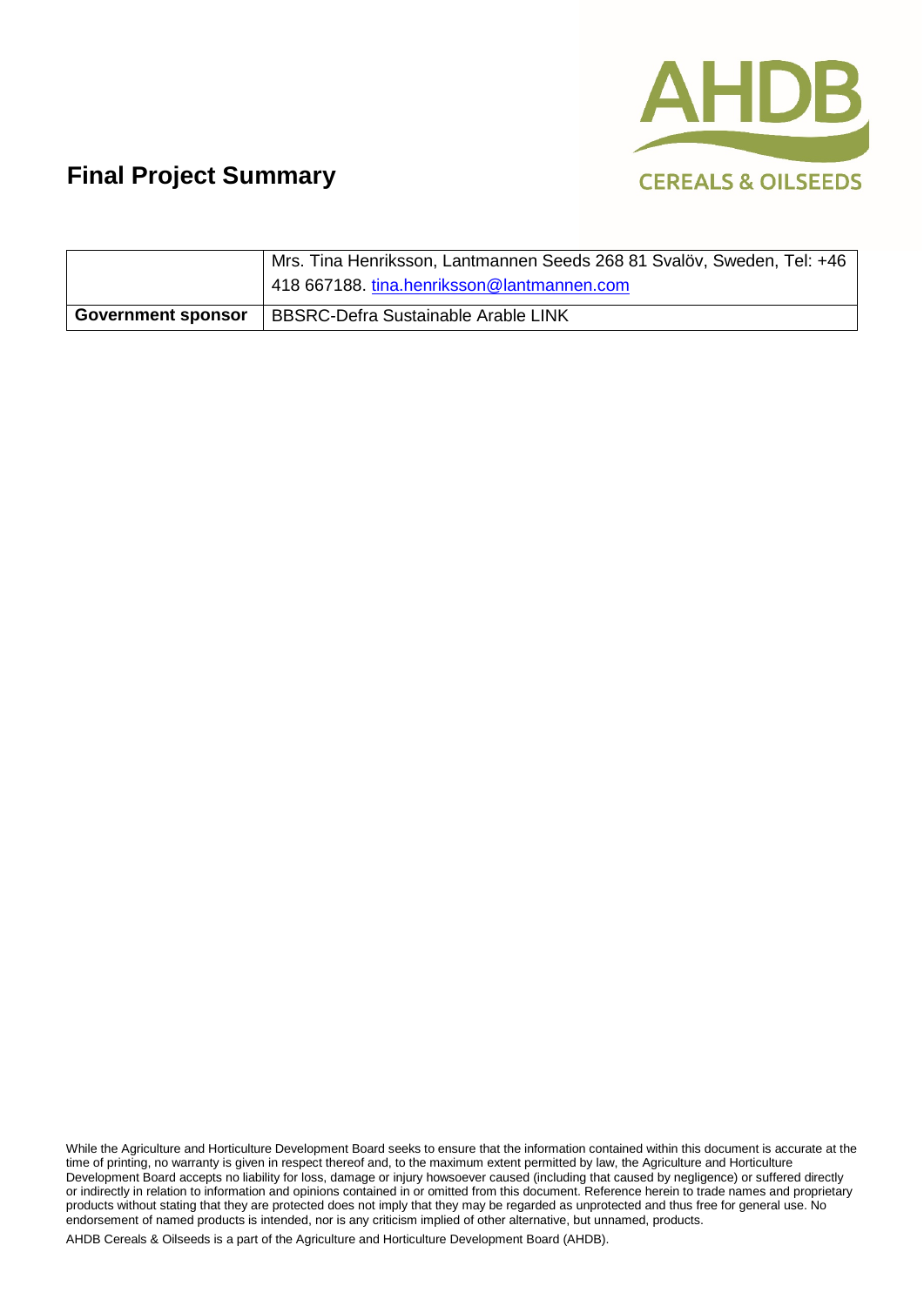## Final Project Summary

| | |
|---|---|
| | Mrs. Tina Henriksson, Lantmannen Seeds 268 81 Svalöv, Sweden, Tel: +46 418 667188. tina.henriksson@lantmannen.com |
| **Government sponsor** | BBSRC-Defra Sustainable Arable LINK |

While the Agriculture and Horticulture Development Board seeks to ensure that the information contained within this document is accurate at the time of printing, no warranty is given in respect thereof and, to the maximum extent permitted by law, the Agriculture and Horticulture Development Board accepts no liability for loss, damage or injury howsoever caused (including that caused by negligence) or suffered directly or indirectly in relation to information and opinions contained in or omitted from this document. Reference herein to trade names and proprietary products without stating that they are protected does not imply that they may be regarded as unprotected and thus free for general use. No endorsement of named products is intended, nor is any criticism implied of other alternative, but unnamed, products.

AHDB Cereals & Oilseeds is a part of the Agriculture and Horticulture Development Board (AHDB).